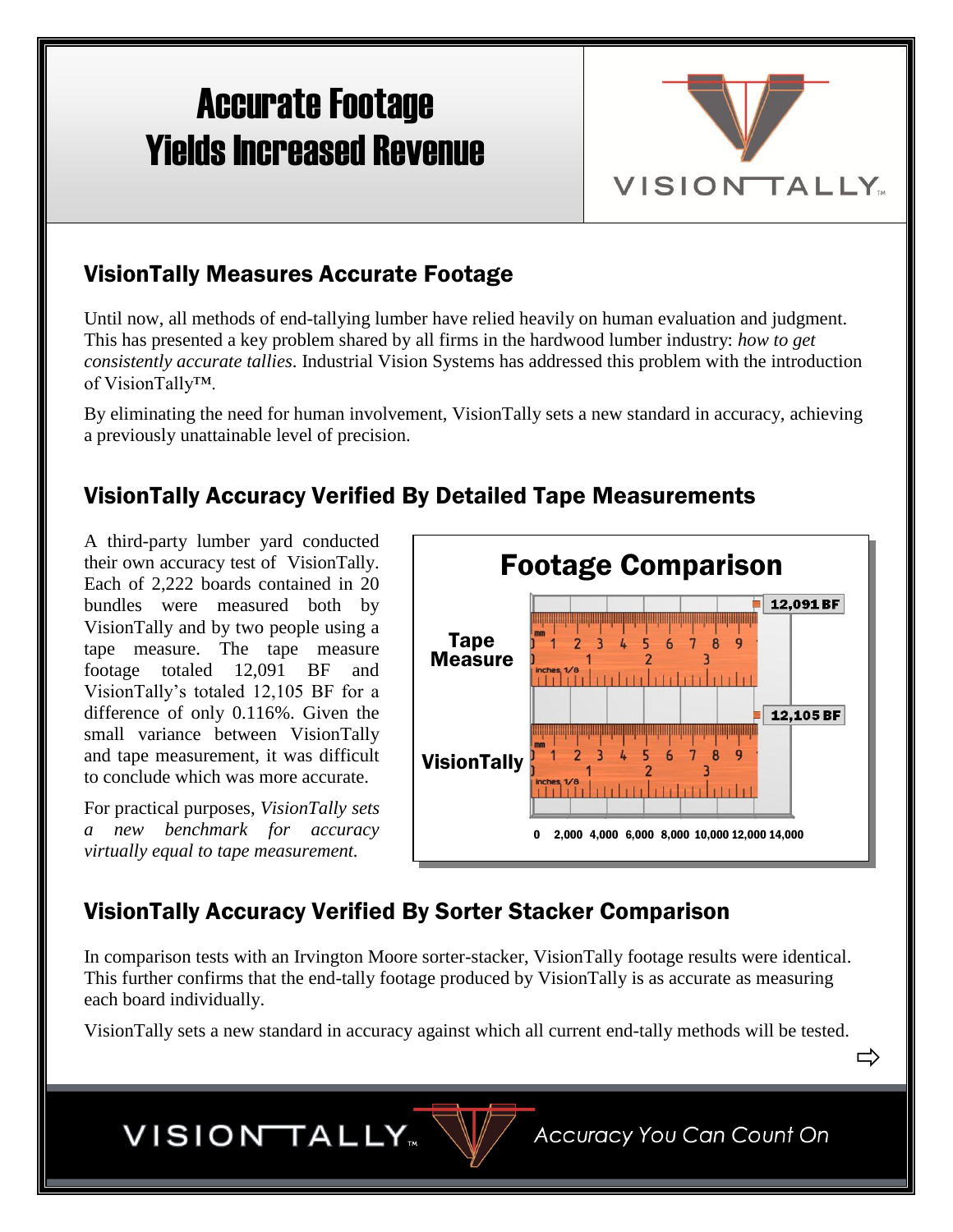# Accurate Footage Yields Increased Revenue

VISIONTALLY™

## VisionTally Measures Accurate Footage

Until now, all methods of end-tallying lumber have relied heavily on human evaluation and judgment. This has presented a key problem shared by all firms in the hardwood lumber industry: *how to get consistently accurate tallies*. Industrial Vision Systems has addressed this problem with the introduction of VisionTally™.

By eliminating the need for human involvement, VisionTally sets a new standard in accuracy, achieving a previously unattainable level of precision.

## VisionTally Accuracy Verified By Detailed Tape Measurements

A third-party lumber yard conducted their own accuracy test of VisionTally. Each of 2,222 boards contained in 20 bundles were measured both by VisionTally and by two people using a tape measure. The tape measure footage totaled 12,091 BF and VisionTally's totaled 12,105 BF for a difference of only 0.116%. Given the small variance between VisionTally and tape measurement, it was difficult to conclude which was more accurate.

For practical purposes, *VisionTally sets a new benchmark for accuracy virtually equal to tape measurement.*

**Footage Comparison**

| Method | Footage |
| --- | --- |
| Tape Measure | 12,091 BF |
| VisionTally | 12,105 BF |

0 2,000 4,000 6,000 8,000 10,000 12,000 14,000

## VisionTally Accuracy Verified By Sorter Stacker Comparison

In comparison tests with an Irvington Moore sorter-stacker, VisionTally footage results were identical. This further confirms that the end-tally footage produced by VisionTally is as accurate as measuring each board individually.

VisionTally sets a new standard in accuracy against which all current end-tally methods will be tested.

VISIONTALLY™ *Accuracy You Can Count On*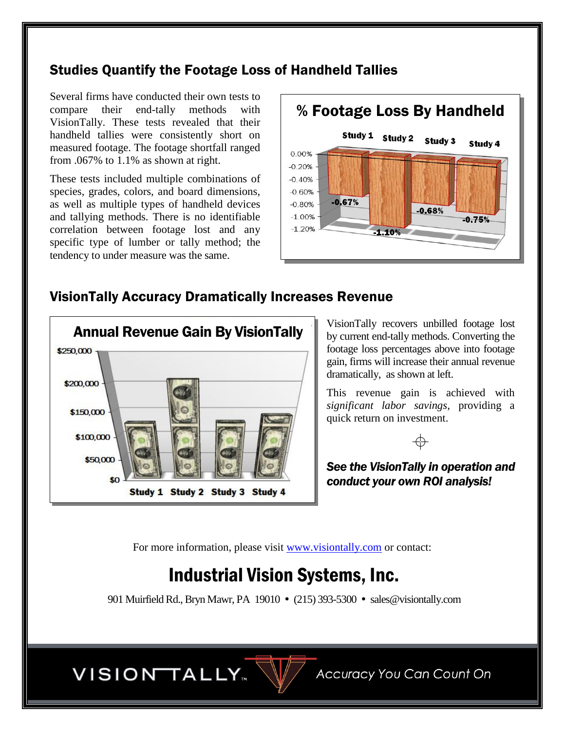## Studies Quantify the Footage Loss of Handheld Tallies

Several firms have conducted their own tests to compare their end-tally methods with VisionTally. These tests revealed that their handheld tallies were consistently short on measured footage. The footage shortfall ranged from .067% to 1.1% as shown at right.

These tests included multiple combinations of species, grades, colors, and board dimensions, as well as multiple types of handheld devices and tallying methods. There is no identifiable correlation between footage lost and any specific type of lumber or tally method; the tendency to under measure was the same.

**% Footage Loss By Handheld**

Study 1 Study 2 Study 3 Study 4

0.00%
-0.20%
-0.40%
-0.60%
-0.80%
-1.00%
-1.20%

-0.67%
-1.10%
-0.68%
-0.75%

## VisionTally Accuracy Dramatically Increases Revenue

**Annual Revenue Gain By VisionTally**

$250,000
$200,000
$150,000
$100,000
$50,000
$0

Study 1 Study 2 Study 3 Study 4

VisionTally recovers unbilled footage lost by current end-tally methods. Converting the footage loss percentages above into footage gain, firms will increase their annual revenue dramatically, as shown at left.

This revenue gain is achieved with *significant labor savings*, providing a quick return on investment.

***See the VisionTally in operation and conduct your own ROI analysis!***

For more information, please visit www.visiontally.com or contact:

# Industrial Vision Systems, Inc.

901 Muirfield Rd., Bryn Mawr, PA 19010 • (215) 393-5300 • sales@visiontally.com

VISIONTALLY™ *Accuracy You Can Count On*